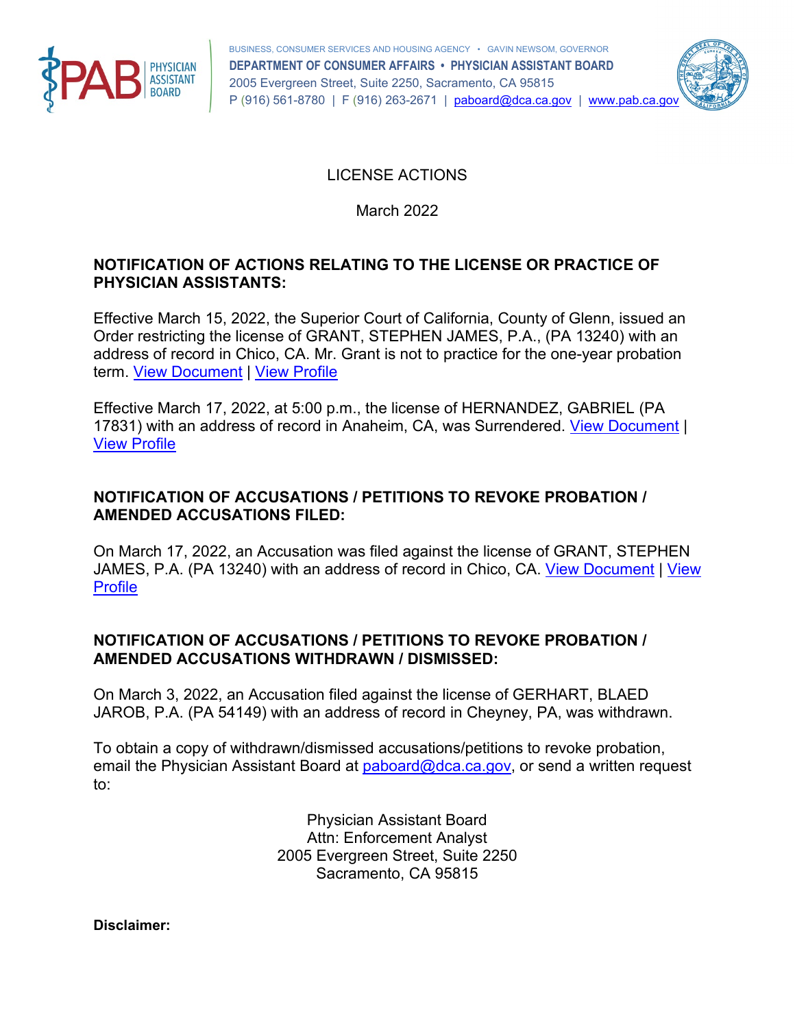BUSINESS, CONSUMER SERVICES AND HOUSING AGENCY • GAVIN NEWSOM, GOVERNOR
**DEPARTMENT OF CONSUMER AFFAIRS • PHYSICIAN ASSISTANT BOARD**
2005 Evergreen Street, Suite 2250, Sacramento, CA 95815
P (916) 561-8780 | F (916) 263-2671 | paboard@dca.ca.gov | www.pab.ca.gov

LICENSE ACTIONS

March 2022

**NOTIFICATION OF ACTIONS RELATING TO THE LICENSE OR PRACTICE OF PHYSICIAN ASSISTANTS:**

Effective March 15, 2022, the Superior Court of California, County of Glenn, issued an Order restricting the license of GRANT, STEPHEN JAMES, P.A., (PA 13240) with an address of record in Chico, CA. Mr. Grant is not to practice for the one-year probation term. View Document | View Profile

Effective March 17, 2022, at 5:00 p.m., the license of HERNANDEZ, GABRIEL (PA 17831) with an address of record in Anaheim, CA, was Surrendered. View Document | View Profile

**NOTIFICATION OF ACCUSATIONS / PETITIONS TO REVOKE PROBATION / AMENDED ACCUSATIONS FILED:**

On March 17, 2022, an Accusation was filed against the license of GRANT, STEPHEN JAMES, P.A. (PA 13240) with an address of record in Chico, CA. View Document | View Profile

**NOTIFICATION OF ACCUSATIONS / PETITIONS TO REVOKE PROBATION / AMENDED ACCUSATIONS WITHDRAWN / DISMISSED:**

On March 3, 2022, an Accusation filed against the license of GERHART, BLAED JAROB, P.A. (PA 54149) with an address of record in Cheyney, PA, was withdrawn.

To obtain a copy of withdrawn/dismissed accusations/petitions to revoke probation, email the Physician Assistant Board at paboard@dca.ca.gov, or send a written request to:

Physician Assistant Board
Attn: Enforcement Analyst
2005 Evergreen Street, Suite 2250
Sacramento, CA 95815

**Disclaimer:**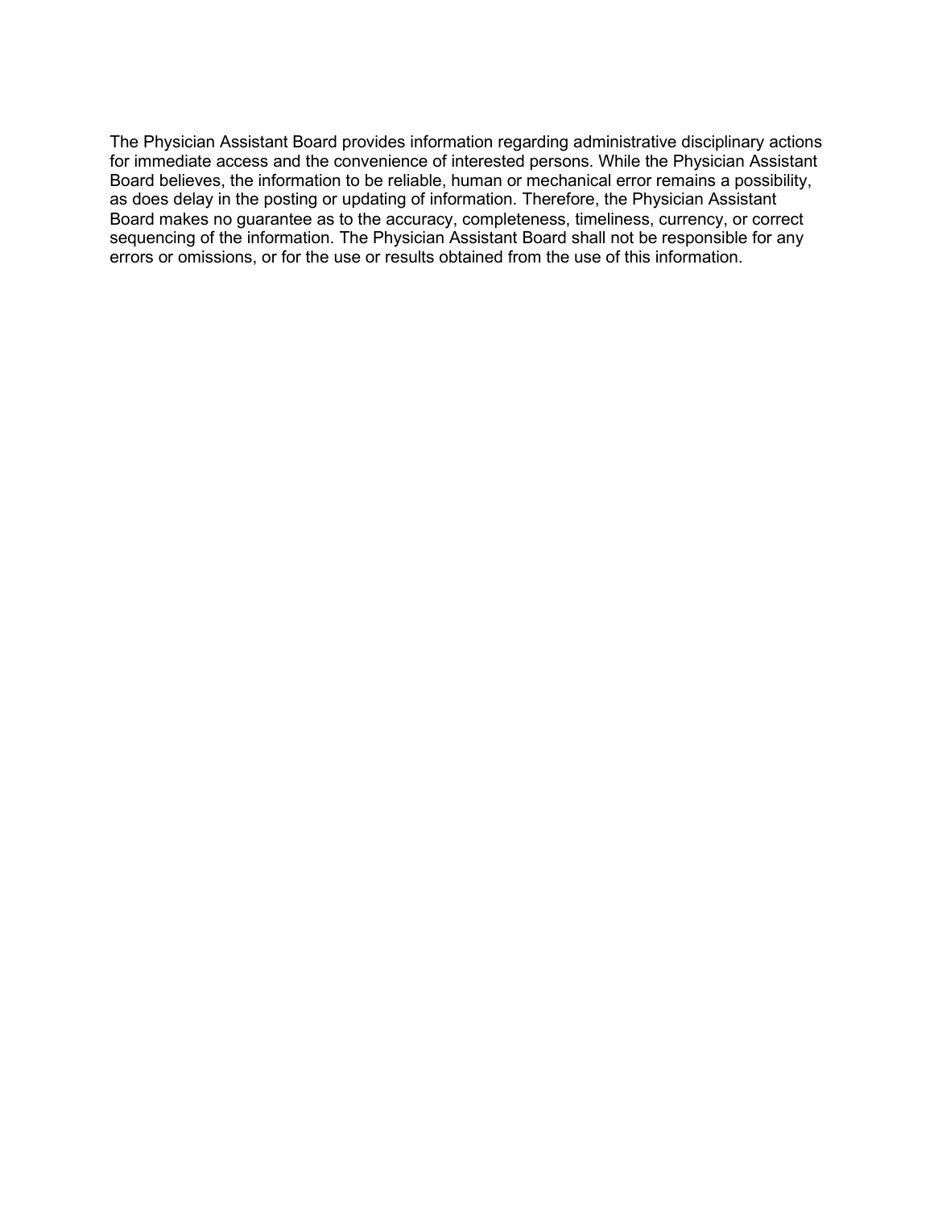The Physician Assistant Board provides information regarding administrative disciplinary actions for immediate access and the convenience of interested persons. While the Physician Assistant Board believes, the information to be reliable, human or mechanical error remains a possibility, as does delay in the posting or updating of information. Therefore, the Physician Assistant Board makes no guarantee as to the accuracy, completeness, timeliness, currency, or correct sequencing of the information. The Physician Assistant Board shall not be responsible for any errors or omissions, or for the use or results obtained from the use of this information.